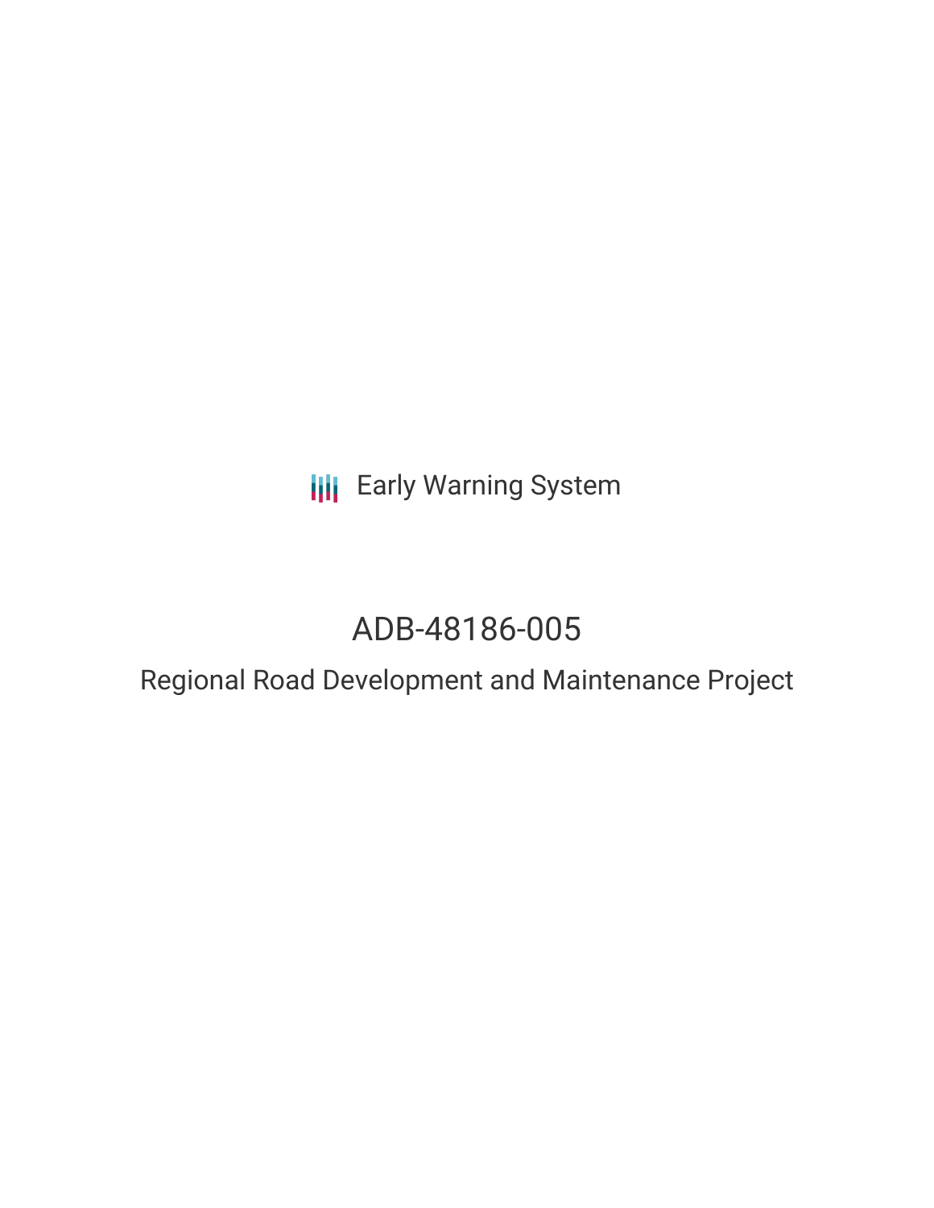Early Warning System

# ADB-48186-005

## Regional Road Development and Maintenance Project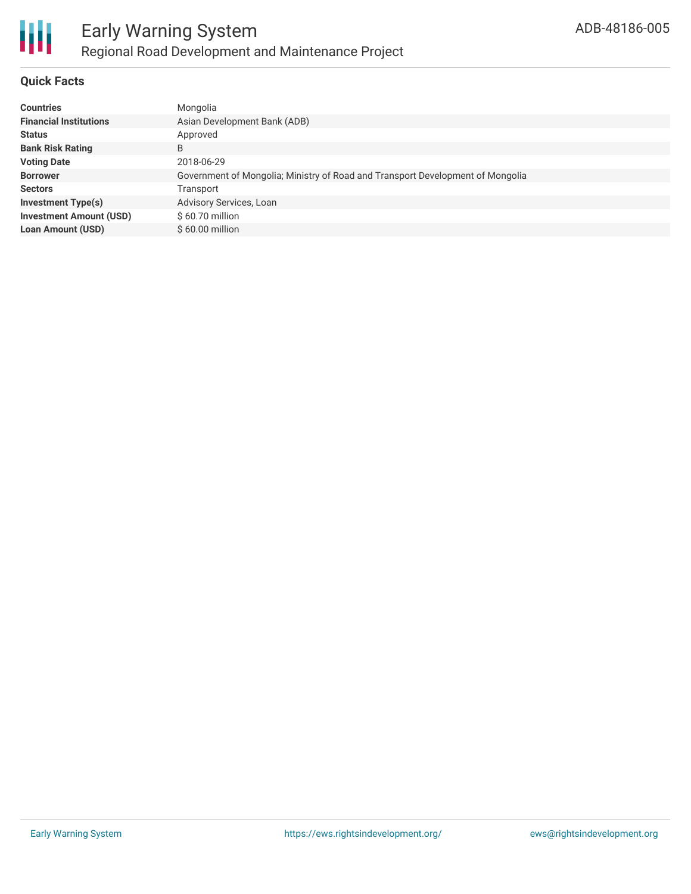# Early Warning System

## Regional Road Development and Maintenance Project

ADB-48186-005

### Quick Facts

| | |
|---|---|
| **Countries** | Mongolia |
| **Financial Institutions** | Asian Development Bank (ADB) |
| **Status** | Approved |
| **Bank Risk Rating** | B |
| **Voting Date** | 2018-06-29 |
| **Borrower** | Government of Mongolia; Ministry of Road and Transport Development of Mongolia |
| **Sectors** | Transport |
| **Investment Type(s)** | Advisory Services, Loan |
| **Investment Amount (USD)** | $ 60.70 million |
| **Loan Amount (USD)** | $ 60.00 million |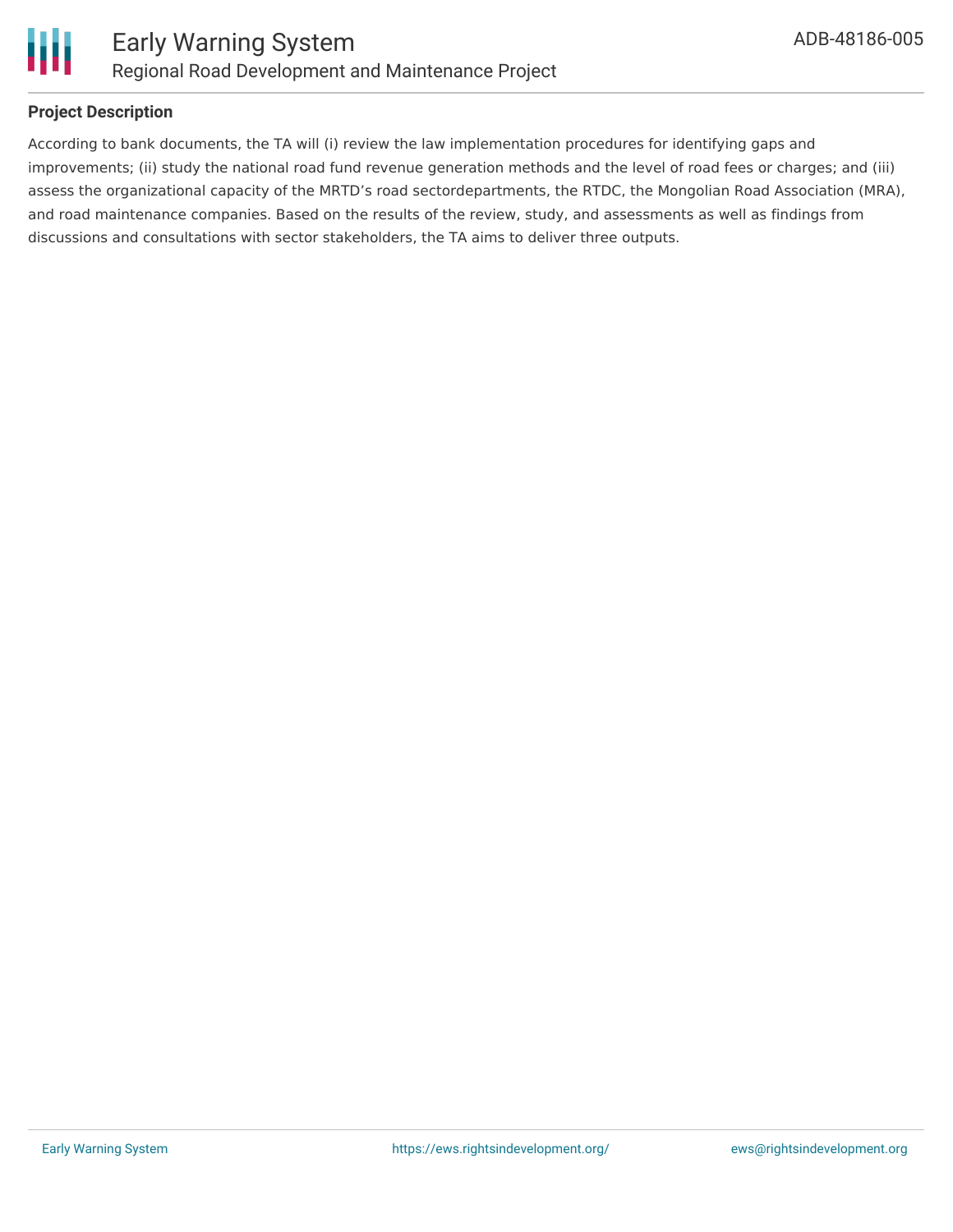**Project Description**

According to bank documents, the TA will (i) review the law implementation procedures for identifying gaps and improvements; (ii) study the national road fund revenue generation methods and the level of road fees or charges; and (iii) assess the organizational capacity of the MRTD’s road sectordepartments, the RTDC, the Mongolian Road Association (MRA), and road maintenance companies. Based on the results of the review, study, and assessments as well as findings from discussions and consultations with sector stakeholders, the TA aims to deliver three outputs.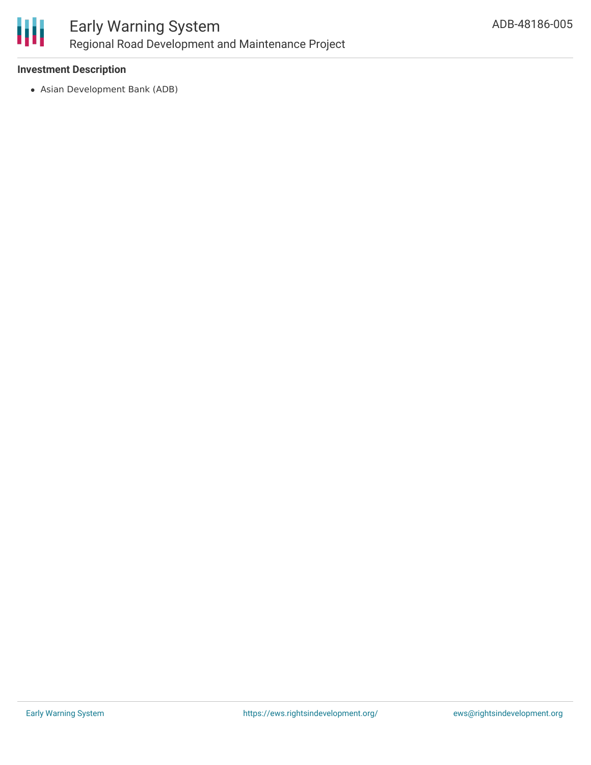**Investment Description**

- Asian Development Bank (ADB)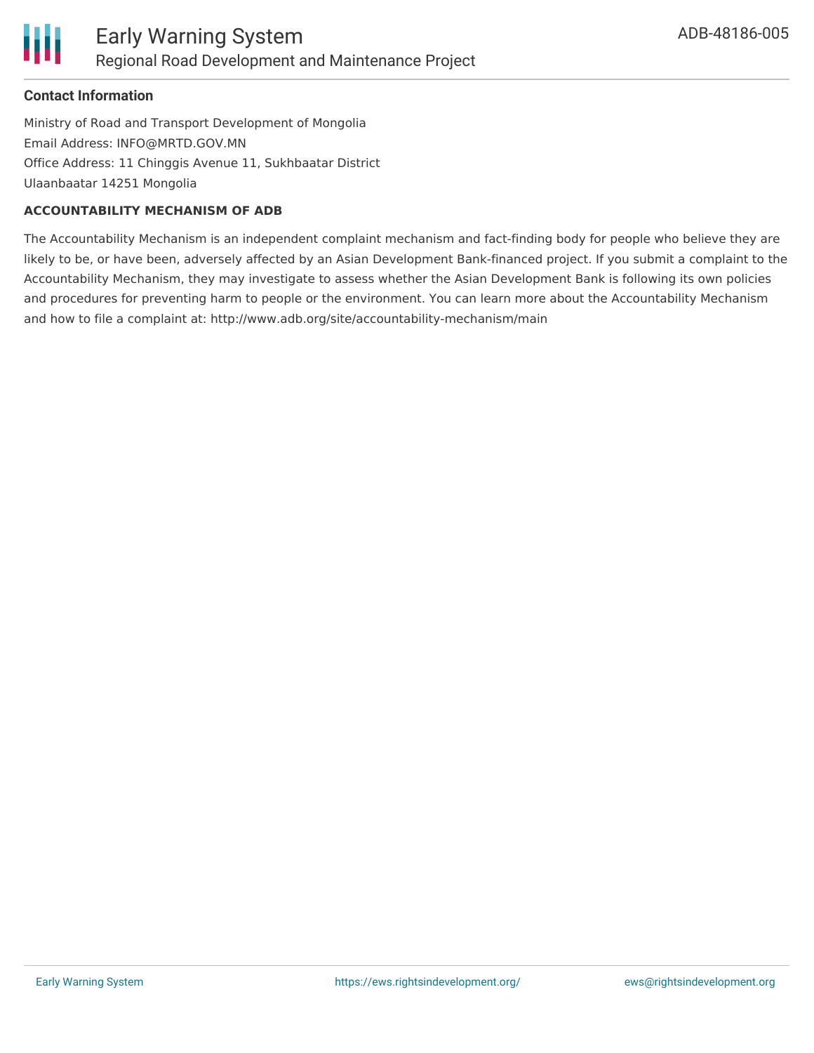**Contact Information**

Ministry of Road and Transport Development of Mongolia
Email Address: INFO@MRTD.GOV.MN
Office Address: 11 Chinggis Avenue 11, Sukhbaatar District
Ulaanbaatar 14251 Mongolia

**ACCOUNTABILITY MECHANISM OF ADB**

The Accountability Mechanism is an independent complaint mechanism and fact-finding body for people who believe they are likely to be, or have been, adversely affected by an Asian Development Bank-financed project. If you submit a complaint to the Accountability Mechanism, they may investigate to assess whether the Asian Development Bank is following its own policies and procedures for preventing harm to people or the environment. You can learn more about the Accountability Mechanism and how to file a complaint at: http://www.adb.org/site/accountability-mechanism/main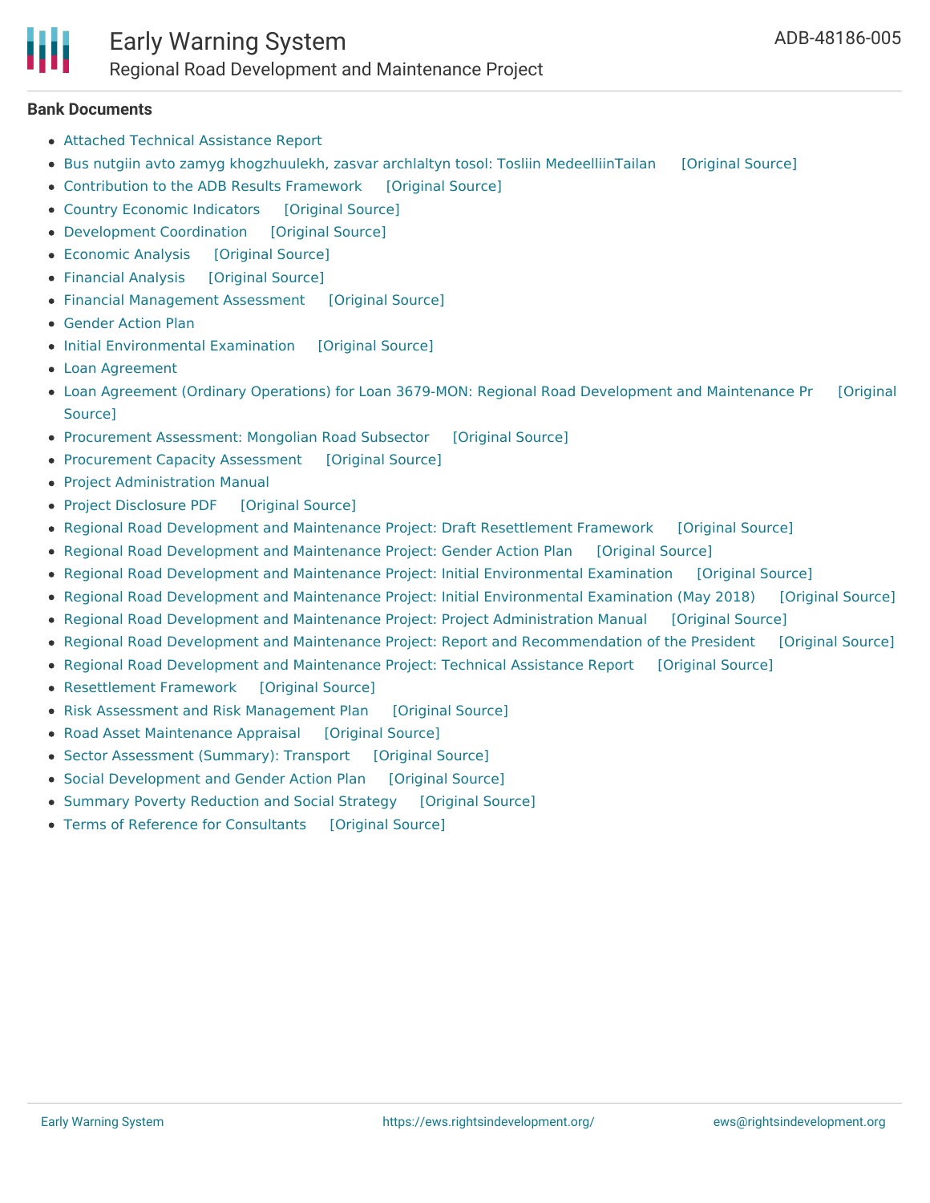## Bank Documents

- Attached Technical Assistance Report
- Bus nutgiin avto zamyg khogzhuulekh, zasvar archlaltyn tosol: Tosliin MedeelliinTailan [Original Source]
- Contribution to the ADB Results Framework [Original Source]
- Country Economic Indicators [Original Source]
- Development Coordination [Original Source]
- Economic Analysis [Original Source]
- Financial Analysis [Original Source]
- Financial Management Assessment [Original Source]
- Gender Action Plan
- Initial Environmental Examination [Original Source]
- Loan Agreement
- Loan Agreement (Ordinary Operations) for Loan 3679-MON: Regional Road Development and Maintenance Pr [Original Source]
- Procurement Assessment: Mongolian Road Subsector [Original Source]
- Procurement Capacity Assessment [Original Source]
- Project Administration Manual
- Project Disclosure PDF [Original Source]
- Regional Road Development and Maintenance Project: Draft Resettlement Framework [Original Source]
- Regional Road Development and Maintenance Project: Gender Action Plan [Original Source]
- Regional Road Development and Maintenance Project: Initial Environmental Examination [Original Source]
- Regional Road Development and Maintenance Project: Initial Environmental Examination (May 2018) [Original Source]
- Regional Road Development and Maintenance Project: Project Administration Manual [Original Source]
- Regional Road Development and Maintenance Project: Report and Recommendation of the President [Original Source]
- Regional Road Development and Maintenance Project: Technical Assistance Report [Original Source]
- Resettlement Framework [Original Source]
- Risk Assessment and Risk Management Plan [Original Source]
- Road Asset Maintenance Appraisal [Original Source]
- Sector Assessment (Summary): Transport [Original Source]
- Social Development and Gender Action Plan [Original Source]
- Summary Poverty Reduction and Social Strategy [Original Source]
- Terms of Reference for Consultants [Original Source]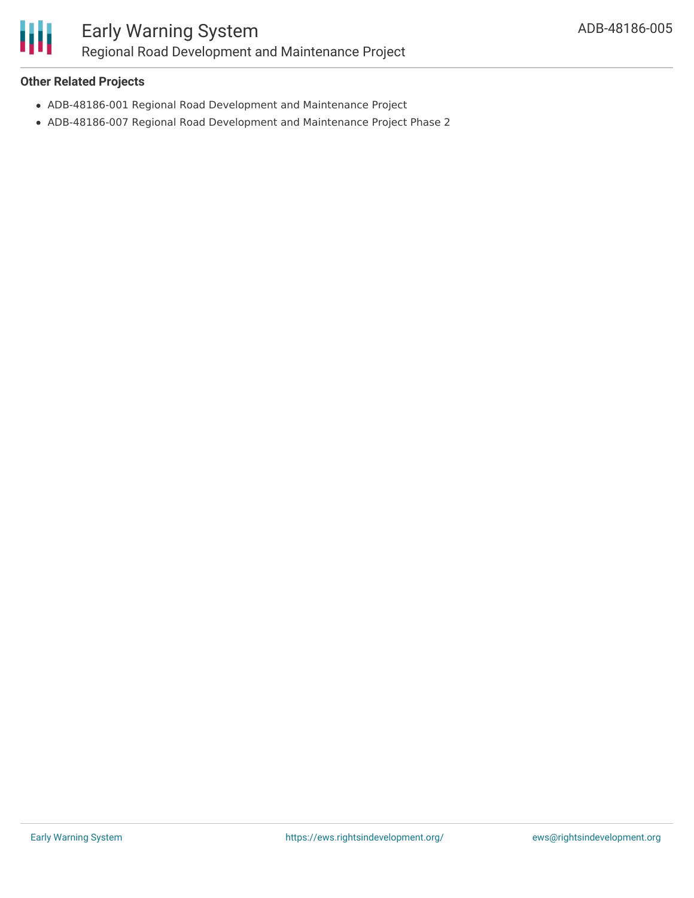**Other Related Projects**

- ADB-48186-001 Regional Road Development and Maintenance Project
- ADB-48186-007 Regional Road Development and Maintenance Project Phase 2